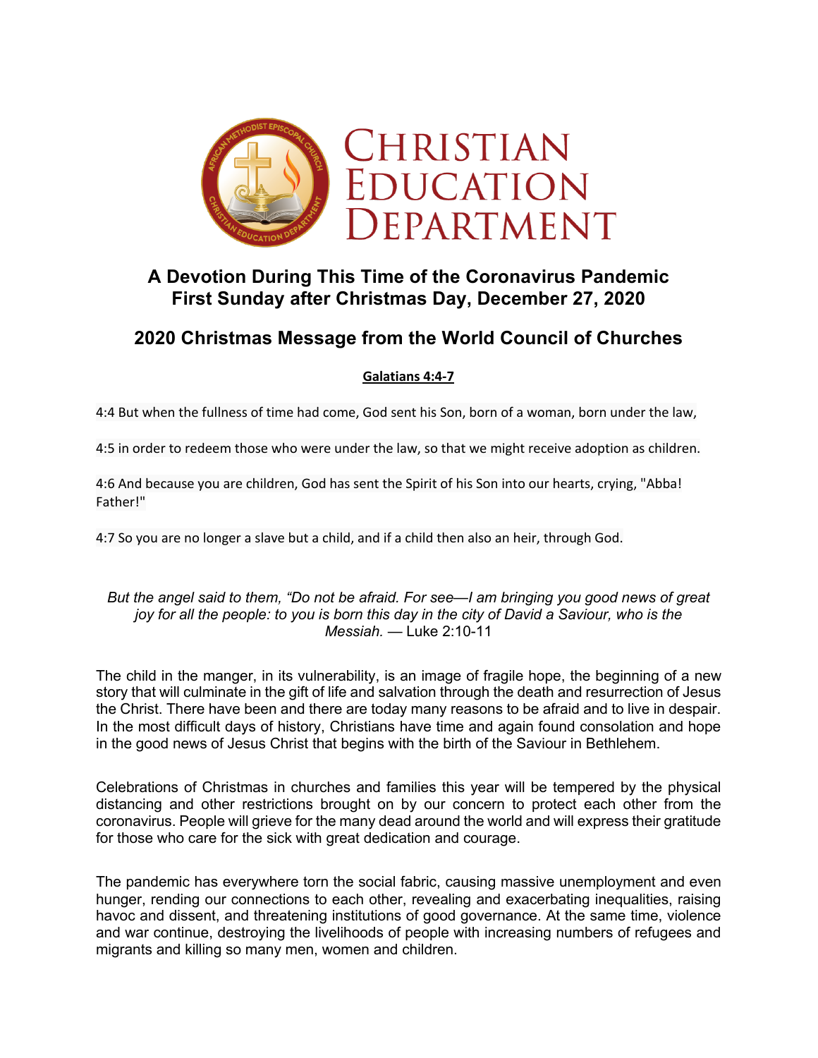# Christian Education Department

## A Devotion During This Time of the Coronavirus Pandemic
## First Sunday after Christmas Day, December 27, 2020

## 2020 Christmas Message from the World Council of Churches

**Galatians 4:4-7**

4:4 But when the fullness of time had come, God sent his Son, born of a woman, born under the law,

4:5 in order to redeem those who were under the law, so that we might receive adoption as children.

4:6 And because you are children, God has sent the Spirit of his Son into our hearts, crying, "Abba! Father!"

4:7 So you are no longer a slave but a child, and if a child then also an heir, through God.

*But the angel said to them, "Do not be afraid. For see—I am bringing you good news of great joy for all the people: to you is born this day in the city of David a Saviour, who is the Messiah.* — Luke 2:10-11

The child in the manger, in its vulnerability, is an image of fragile hope, the beginning of a new story that will culminate in the gift of life and salvation through the death and resurrection of Jesus the Christ. There have been and there are today many reasons to be afraid and to live in despair. In the most difficult days of history, Christians have time and again found consolation and hope in the good news of Jesus Christ that begins with the birth of the Saviour in Bethlehem.

Celebrations of Christmas in churches and families this year will be tempered by the physical distancing and other restrictions brought on by our concern to protect each other from the coronavirus. People will grieve for the many dead around the world and will express their gratitude for those who care for the sick with great dedication and courage.

The pandemic has everywhere torn the social fabric, causing massive unemployment and even hunger, rending our connections to each other, revealing and exacerbating inequalities, raising havoc and dissent, and threatening institutions of good governance. At the same time, violence and war continue, destroying the livelihoods of people with increasing numbers of refugees and migrants and killing so many men, women and children.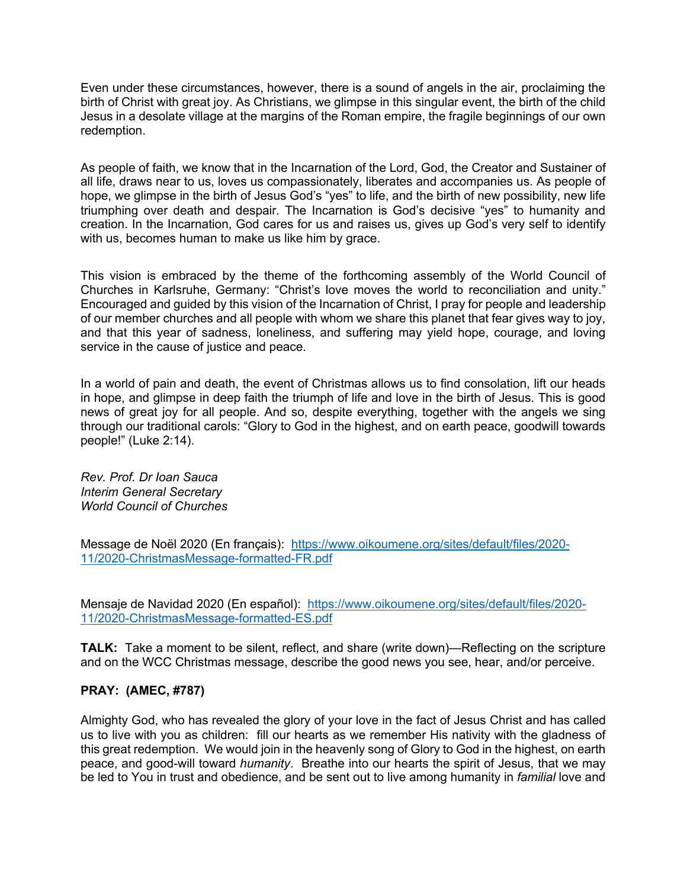Even under these circumstances, however, there is a sound of angels in the air, proclaiming the birth of Christ with great joy. As Christians, we glimpse in this singular event, the birth of the child Jesus in a desolate village at the margins of the Roman empire, the fragile beginnings of our own redemption.

As people of faith, we know that in the Incarnation of the Lord, God, the Creator and Sustainer of all life, draws near to us, loves us compassionately, liberates and accompanies us. As people of hope, we glimpse in the birth of Jesus God's "yes" to life, and the birth of new possibility, new life triumphing over death and despair. The Incarnation is God's decisive "yes" to humanity and creation. In the Incarnation, God cares for us and raises us, gives up God's very self to identify with us, becomes human to make us like him by grace.

This vision is embraced by the theme of the forthcoming assembly of the World Council of Churches in Karlsruhe, Germany: "Christ's love moves the world to reconciliation and unity." Encouraged and guided by this vision of the Incarnation of Christ, I pray for people and leadership of our member churches and all people with whom we share this planet that fear gives way to joy, and that this year of sadness, loneliness, and suffering may yield hope, courage, and loving service in the cause of justice and peace.

In a world of pain and death, the event of Christmas allows us to find consolation, lift our heads in hope, and glimpse in deep faith the triumph of life and love in the birth of Jesus. This is good news of great joy for all people. And so, despite everything, together with the angels we sing through our traditional carols: "Glory to God in the highest, and on earth peace, goodwill towards people!" (Luke 2:14).

*Rev. Prof. Dr Ioan Sauca*
*Interim General Secretary*
*World Council of Churches*

Message de Noël 2020 (En français): [https://www.oikoumene.org/sites/default/files/2020-11/2020-ChristmasMessage-formatted-FR.pdf](https://www.oikoumene.org/sites/default/files/2020-11/2020-ChristmasMessage-formatted-FR.pdf)

Mensaje de Navidad 2020 (En español): [https://www.oikoumene.org/sites/default/files/2020-11/2020-ChristmasMessage-formatted-ES.pdf](https://www.oikoumene.org/sites/default/files/2020-11/2020-ChristmasMessage-formatted-ES.pdf)

**TALK:** Take a moment to be silent, reflect, and share (write down)—Reflecting on the scripture and on the WCC Christmas message, describe the good news you see, hear, and/or perceive.

**PRAY: (AMEC, #787)**

Almighty God, who has revealed the glory of your love in the fact of Jesus Christ and has called us to live with you as children: fill our hearts as we remember His nativity with the gladness of this great redemption. We would join in the heavenly song of Glory to God in the highest, on earth peace, and good-will toward *humanity*. Breathe into our hearts the spirit of Jesus, that we may be led to You in trust and obedience, and be sent out to live among humanity in *familial* love and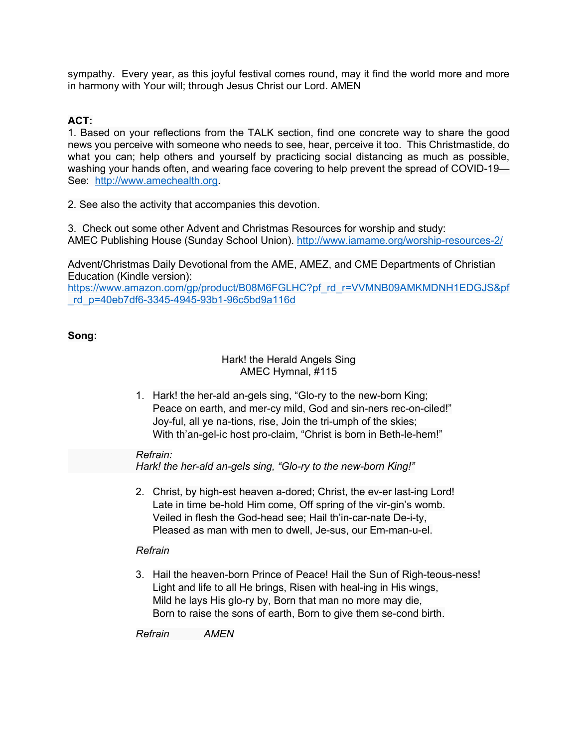sympathy. Every year, as this joyful festival comes round, may it find the world more and more in harmony with Your will; through Jesus Christ our Lord. AMEN

**ACT:**

1. Based on your reflections from the TALK section, find one concrete way to share the good news you perceive with someone who needs to see, hear, perceive it too. This Christmastide, do what you can; help others and yourself by practicing social distancing as much as possible, washing your hands often, and wearing face covering to help prevent the spread of COVID-19—See: http://www.amechealth.org.

2. See also the activity that accompanies this devotion.

3. Check out some other Advent and Christmas Resources for worship and study:
AMEC Publishing House (Sunday School Union). http://www.iamame.org/worship-resources-2/

Advent/Christmas Daily Devotional from the AME, AMEZ, and CME Departments of Christian Education (Kindle version):
https://www.amazon.com/gp/product/B08M6FGLHC?pf_rd_r=VVMNB09AMKMDNH1EDGJS&pf_rd_p=40eb7df6-3345-4945-93b1-96c5bd9a116d

**Song:**

Hark! the Herald Angels Sing
AMEC Hymnal, #115

1. Hark! the her-ald an-gels sing, "Glo-ry to the new-born King;
   Peace on earth, and mer-cy mild, God and sin-ners rec-on-ciled!"
   Joy-ful, all ye na-tions, rise, Join the tri-umph of the skies;
   With th'an-gel-ic host pro-claim, "Christ is born in Beth-le-hem!"

*Refrain:*
*Hark! the her-ald an-gels sing, "Glo-ry to the new-born King!"*

2. Christ, by high-est heaven a-dored; Christ, the ev-er last-ing Lord!
   Late in time be-hold Him come, Off spring of the vir-gin's womb.
   Veiled in flesh the God-head see; Hail th'in-car-nate De-i-ty,
   Pleased as man with men to dwell, Je-sus, our Em-man-u-el.

*Refrain*

3. Hail the heaven-born Prince of Peace! Hail the Sun of Righ-teous-ness!
   Light and life to all He brings, Risen with heal-ing in His wings,
   Mild he lays His glo-ry by, Born that man no more may die,
   Born to raise the sons of earth, Born to give them se-cond birth.

*Refrain* *AMEN*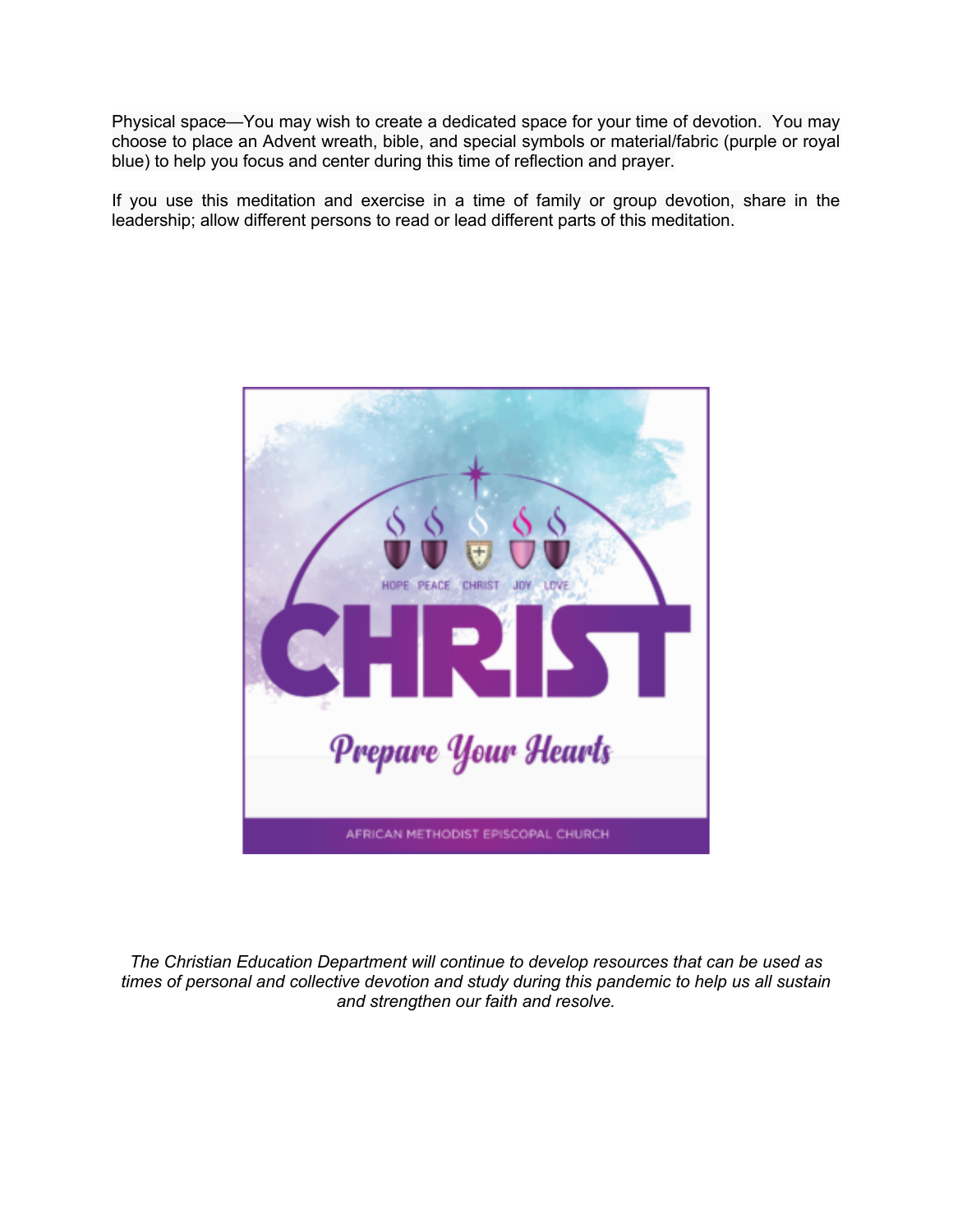Physical space—You may wish to create a dedicated space for your time of devotion. You may choose to place an Advent wreath, bible, and special symbols or material/fabric (purple or royal blue) to help you focus and center during this time of reflection and prayer.

If you use this meditation and exercise in a time of family or group devotion, share in the leadership; allow different persons to read or lead different parts of this meditation.

*The Christian Education Department will continue to develop resources that can be used as times of personal and collective devotion and study during this pandemic to help us all sustain and strengthen our faith and resolve.*